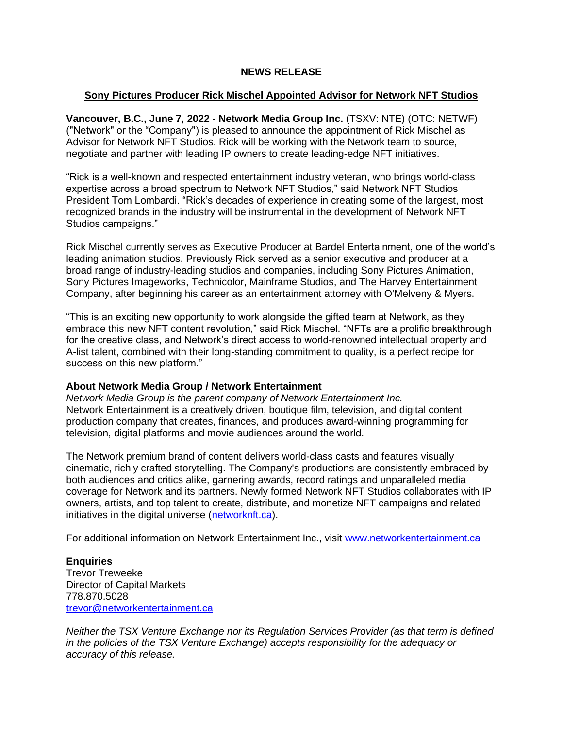# NEWS RELEASE

## Sony Pictures Producer Rick Mischel Appointed Advisor for Network NFT Studios

**Vancouver, B.C., June 7, 2022 - Network Media Group Inc.** (TSXV: NTE) (OTC: NETWF) ("Network" or the "Company") is pleased to announce the appointment of Rick Mischel as Advisor for Network NFT Studios. Rick will be working with the Network team to source, negotiate and partner with leading IP owners to create leading-edge NFT initiatives.

"Rick is a well-known and respected entertainment industry veteran, who brings world-class expertise across a broad spectrum to Network NFT Studios," said Network NFT Studios President Tom Lombardi. "Rick's decades of experience in creating some of the largest, most recognized brands in the industry will be instrumental in the development of Network NFT Studios campaigns."

Rick Mischel currently serves as Executive Producer at Bardel Entertainment, one of the world's leading animation studios. Previously Rick served as a senior executive and producer at a broad range of industry-leading studios and companies, including Sony Pictures Animation, Sony Pictures Imageworks, Technicolor, Mainframe Studios, and The Harvey Entertainment Company, after beginning his career as an entertainment attorney with O'Melveny & Myers.

"This is an exciting new opportunity to work alongside the gifted team at Network, as they embrace this new NFT content revolution," said Rick Mischel. "NFTs are a prolific breakthrough for the creative class, and Network's direct access to world-renowned intellectual property and A-list talent, combined with their long-standing commitment to quality, is a perfect recipe for success on this new platform."

**About Network Media Group / Network Entertainment**

*Network Media Group is the parent company of Network Entertainment Inc.*
Network Entertainment is a creatively driven, boutique film, television, and digital content production company that creates, finances, and produces award-winning programming for television, digital platforms and movie audiences around the world.

The Network premium brand of content delivers world-class casts and features visually cinematic, richly crafted storytelling. The Company's productions are consistently embraced by both audiences and critics alike, garnering awards, record ratings and unparalleled media coverage for Network and its partners. Newly formed Network NFT Studios collaborates with IP owners, artists, and top talent to create, distribute, and monetize NFT campaigns and related initiatives in the digital universe (networknft.ca).

For additional information on Network Entertainment Inc., visit www.networkentertainment.ca

**Enquiries**
Trevor Treweeke
Director of Capital Markets
778.870.5028
trevor@networkentertainment.ca

*Neither the TSX Venture Exchange nor its Regulation Services Provider (as that term is defined in the policies of the TSX Venture Exchange) accepts responsibility for the adequacy or accuracy of this release.*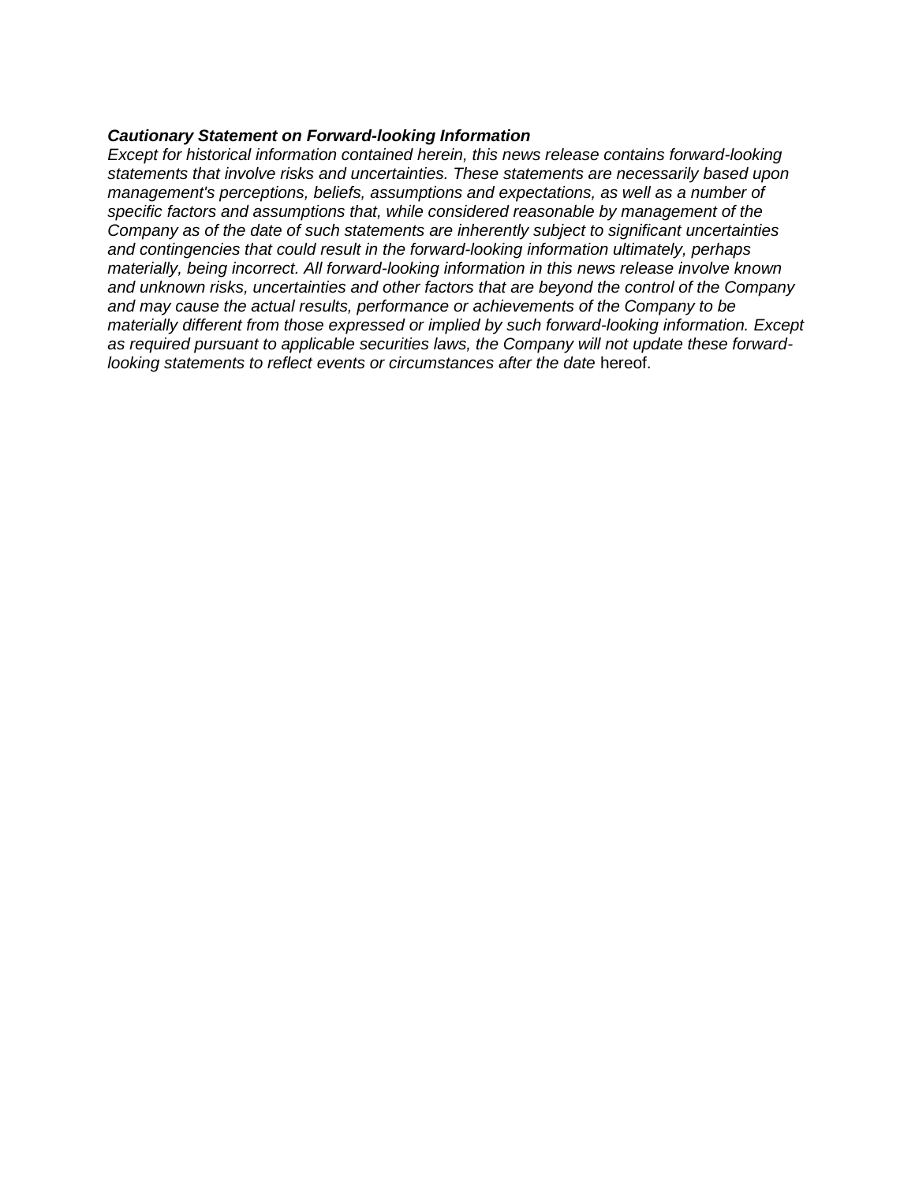***Cautionary Statement on Forward-looking Information***

*Except for historical information contained herein, this news release contains forward-looking statements that involve risks and uncertainties. These statements are necessarily based upon management's perceptions, beliefs, assumptions and expectations, as well as a number of specific factors and assumptions that, while considered reasonable by management of the Company as of the date of such statements are inherently subject to significant uncertainties and contingencies that could result in the forward-looking information ultimately, perhaps materially, being incorrect. All forward-looking information in this news release involve known and unknown risks, uncertainties and other factors that are beyond the control of the Company and may cause the actual results, performance or achievements of the Company to be materially different from those expressed or implied by such forward-looking information. Except as required pursuant to applicable securities laws, the Company will not update these forward-looking statements to reflect events or circumstances after the date* hereof.